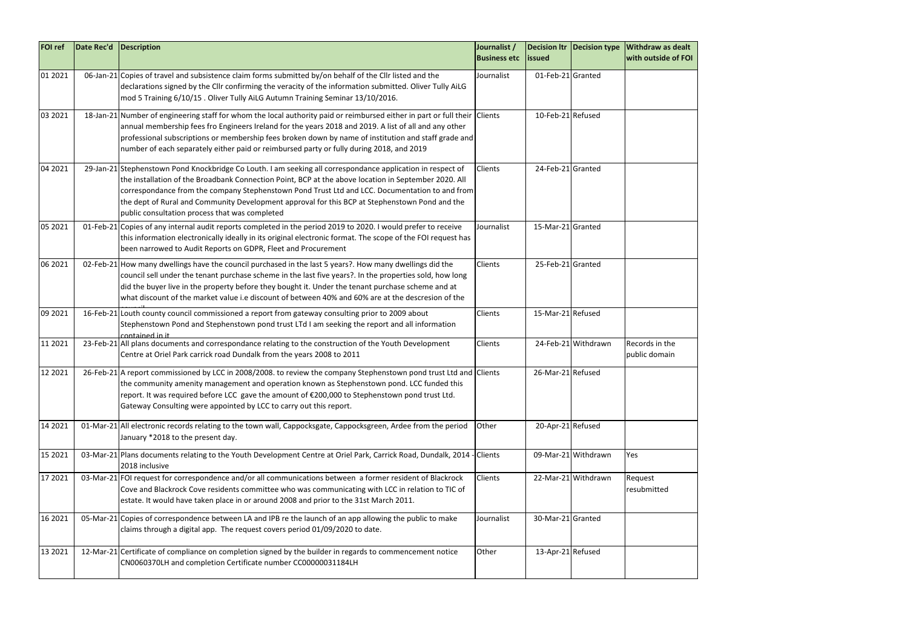| FOI ref | Date Rec'd | Description | Journalist / Business etc | Decision ltr issued | Decision type | Withdraw as dealt with outside of FOI |
|---|---|---|---|---|---|---|
| 01 2021 | 06-Jan-21 | Copies of travel and subsistence claim forms submitted by/on behalf of the Cllr listed and the declarations signed by the Cllr confirming the veracity of the information submitted. Oliver Tully AiLG mod 5 Training 6/10/15 . Oliver Tully AiLG Autumn Training Seminar 13/10/2016. | Journalist | 01-Feb-21 | Granted | |
| 03 2021 | 18-Jan-21 | Number of engineering staff for whom the local authority paid or reimbursed either in part or full their annual membership fees fro Engineers Ireland for the years 2018 and 2019. A list of all and any other professional subscriptions or membership fees broken down by name of institution and staff grade and number of each separately either paid or reimbursed party or fully during 2018, and 2019 | Clients | 10-Feb-21 | Refused | |
| 04 2021 | 29-Jan-21 | Stephenstown Pond Knockbridge Co Louth. I am seeking all correspondance application in respect of the installation of the Broadbank Connection Point, BCP at the above location in September 2020. All correspondance from the company Stephenstown Pond Trust Ltd and LCC. Documentation to and from the dept of Rural and Community Development approval for this BCP at Stephenstown Pond and the public consultation process that was completed | Clients | 24-Feb-21 | Granted | |
| 05 2021 | 01-Feb-21 | Copies of any internal audit reports completed in the period 2019 to 2020. I would prefer to receive this information electronically ideally in its original electronic format. The scope of the FOI request has been narrowed to Audit Reports on GDPR, Fleet and Procurement | Journalist | 15-Mar-21 | Granted | |
| 06 2021 | 02-Feb-21 | How many dwellings have the council purchased in the last 5 years?. How many dwellings did the council sell under the tenant purchase scheme in the last five years?. In the properties sold, how long did the buyer live in the property before they bought it. Under the tenant purchase scheme and at what discount of the market value i.e discount of between 40% and 60% are at the descresion of the council | Clients | 25-Feb-21 | Granted | |
| 09 2021 | 16-Feb-21 | Louth county council commissioned a report from gateway consulting prior to 2009 about Stephenstown Pond and Stephenstown pond trust LTd I am seeking the report and all information contained in it | Clients | 15-Mar-21 | Refused | |
| 11 2021 | 23-Feb-21 | All plans documents and correspondance relating to the construction of the Youth Development Centre at Oriel Park carrick road Dundalk from the years 2008 to 2011 | Clients | 24-Feb-21 | Withdrawn | Records in the public domain |
| 12 2021 | 26-Feb-21 | A report commissioned by LCC in 2008/2008. to review the company Stephenstown pond trust Ltd and the community amenity management and operation known as Stephenstown pond. LCC funded this report. It was required before LCC gave the amount of €200,000 to Stephenstown pond trust Ltd. Gateway Consulting were appointed by LCC to carry out this report. | Clients | 26-Mar-21 | Refused | |
| 14 2021 | 01-Mar-21 | All electronic records relating to the town wall, Cappocksgate, Cappocksgreen, Ardee from the period January *2018 to the present day. | Other | 20-Apr-21 | Refused | |
| 15 2021 | 03-Mar-21 | Plans documents relating to the Youth Development Centre at Oriel Park, Carrick Road, Dundalk, 2014 - 2018 inclusive | Clients | 09-Mar-21 | Withdrawn | Yes |
| 17 2021 | 03-Mar-21 | FOI request for correspondence and/or all communications between a former resident of Blackrock Cove and Blackrock Cove residents committee who was communicating with LCC in relation to TIC of estate. It would have taken place in or around 2008 and prior to the 31st March 2011. | Clients | 22-Mar-21 | Withdrawn | Request resubmitted |
| 16 2021 | 05-Mar-21 | Copies of correspondence between LA and IPB re the launch of an app allowing the public to make claims through a digital app. The request covers period 01/09/2020 to date. | Journalist | 30-Mar-21 | Granted | |
| 13 2021 | 12-Mar-21 | Certificate of compliance on completion signed by the builder in regards to commencement notice CN0060370LH and completion Certificate number CC00000031184LH | Other | 13-Apr-21 | Refused | |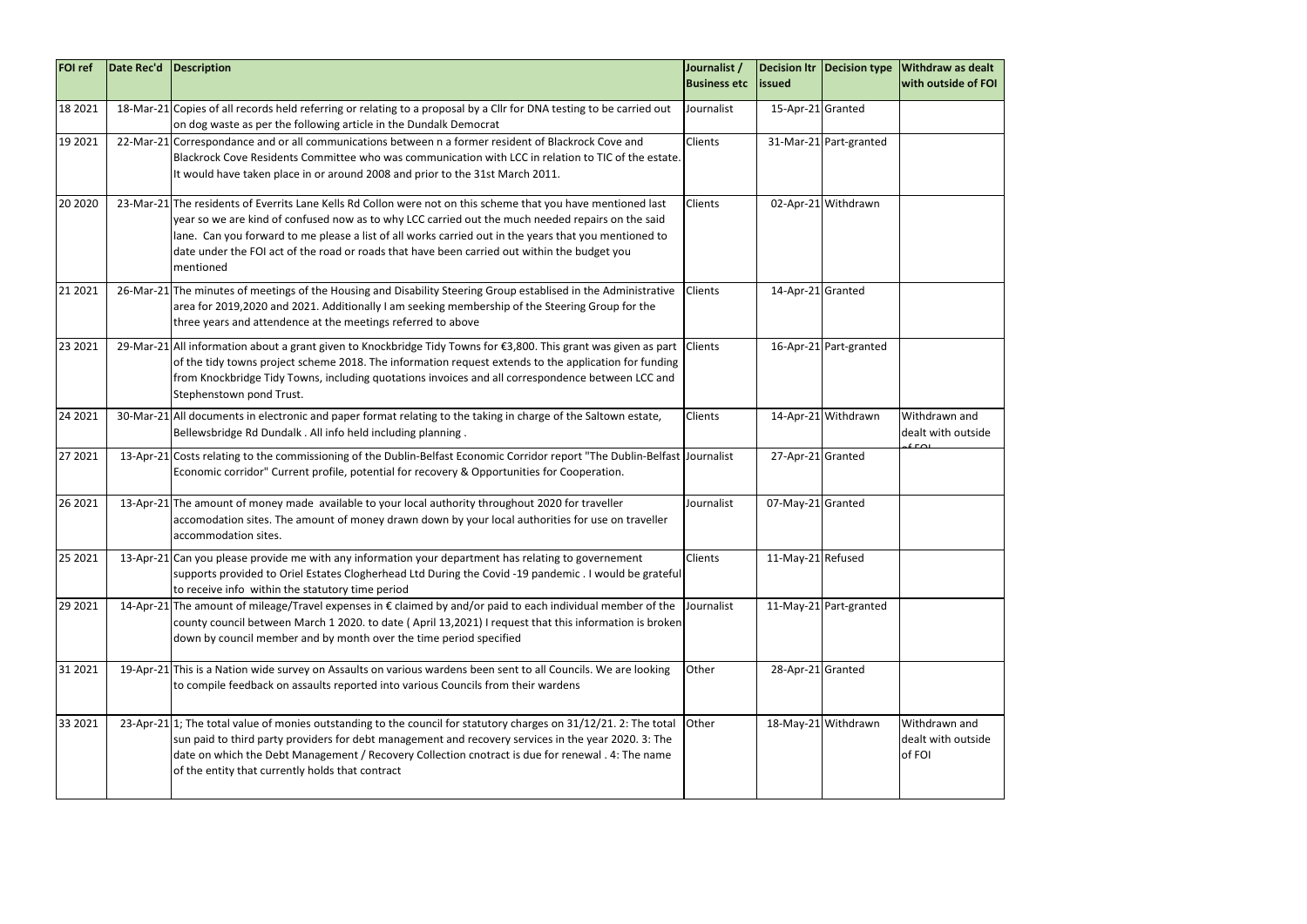| FOI ref | Date Rec'd | Description | Journalist / Business etc | Decision ltr issued | Decision type | Withdraw as dealt with outside of FOI |
|---|---|---|---|---|---|---|
| 18 2021 | 18-Mar-21 | Copies of all records held referring or relating to a proposal by a Cllr for DNA testing to be carried out on dog waste as per the following article in the Dundalk Democrat | Journalist | 15-Apr-21 | Granted | |
| 19 2021 | 22-Mar-21 | Correspondance and or all communications between n a former resident of Blackrock Cove and Blackrock Cove Residents Committee who was communication with LCC in relation to TIC of the estate. It would have taken place in or around 2008 and prior to the 31st March 2011. | Clients | 31-Mar-21 | Part-granted | |
| 20 2020 | 23-Mar-21 | The residents of Everrits Lane Kells Rd Collon were not on this scheme that you have mentioned last year so we are kind of confused now as to why LCC carried out the much needed repairs on the said lane. Can you forward to me please a list of all works carried out in the years that you mentioned to date under the FOI act of the road or roads that have been carried out within the budget you mentioned | Clients | 02-Apr-21 | Withdrawn | |
| 21 2021 | 26-Mar-21 | The minutes of meetings of the Housing and Disability Steering Group establised in the Administrative area for 2019,2020 and 2021. Additionally I am seeking membership of the Steering Group for the three years and attendence at the meetings referred to above | Clients | 14-Apr-21 | Granted | |
| 23 2021 | 29-Mar-21 | All information about a grant given to Knockbridge Tidy Towns for €3,800. This grant was given as part of the tidy towns project scheme 2018. The information request extends to the application for funding from Knockbridge Tidy Towns, including quotations invoices and all correspondence between LCC and Stephenstown pond Trust. | Clients | 16-Apr-21 | Part-granted | |
| 24 2021 | 30-Mar-21 | All documents in electronic and paper format relating to the taking in charge of the Saltown estate, Bellewsbridge Rd Dundalk . All info held including planning . | Clients | 14-Apr-21 | Withdrawn | Withdrawn and dealt with outside of FOI |
| 27 2021 | 13-Apr-21 | Costs relating to the commissioning of the Dublin-Belfast Economic Corridor report "The Dublin-Belfast Economic corridor" Current profile, potential for recovery & Opportunities for Cooperation. | Journalist | 27-Apr-21 | Granted | |
| 26 2021 | 13-Apr-21 | The amount of money made available to your local authority throughout 2020 for traveller accomodation sites. The amount of money drawn down by your local authorities for use on traveller accommodation sites. | Journalist | 07-May-21 | Granted | |
| 25 2021 | 13-Apr-21 | Can you please provide me with any information your department has relating to governement supports provided to Oriel Estates Clogherhead Ltd During the Covid -19 pandemic . I would be grateful to receive info within the statutory time period | Clients | 11-May-21 | Refused | |
| 29 2021 | 14-Apr-21 | The amount of mileage/Travel expenses in € claimed by and/or paid to each individual member of the county council between March 1 2020. to date ( April 13,2021) I request that this information is broken down by council member and by month over the time period specified | Journalist | 11-May-21 | Part-granted | |
| 31 2021 | 19-Apr-21 | This is a Nation wide survey on Assaults on various wardens been sent to all Councils. We are looking to compile feedback on assaults reported into various Councils from their wardens | Other | 28-Apr-21 | Granted | |
| 33 2021 | 23-Apr-21 | 1; The total value of monies outstanding to the council for statutory charges on 31/12/21. 2: The total sun paid to third party providers for debt management and recovery services in the year 2020. 3: The date on which the Debt Management / Recovery Collection cnotract is due for renewal . 4: The name of the entity that currently holds that contract | Other | 18-May-21 | Withdrawn | Withdrawn and dealt with outside of FOI |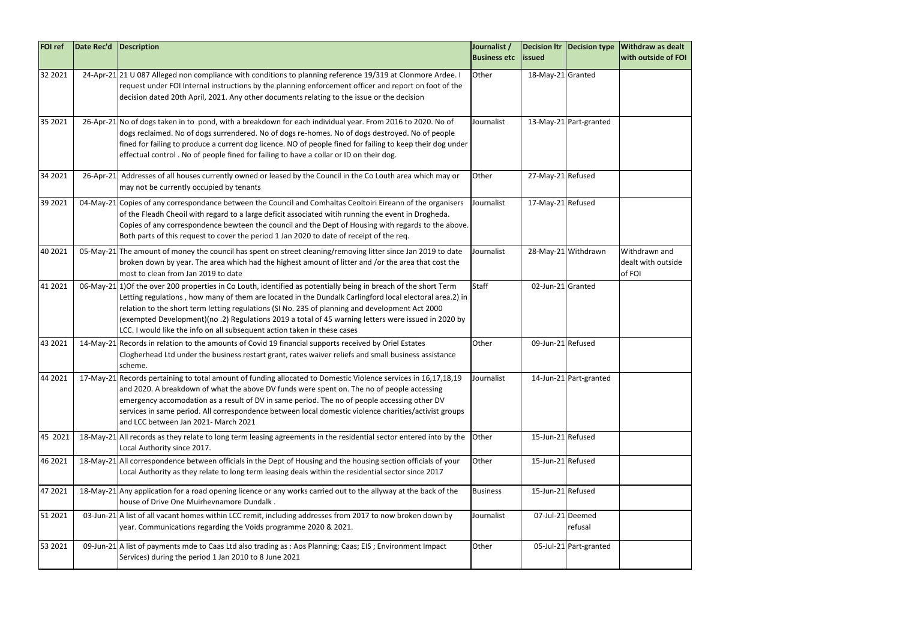| FOI ref | Date Rec'd | Description | Journalist / Business etc | Decision ltr issued | Decision type | Withdraw as dealt with outside of FOI |
|---|---|---|---|---|---|---|
| 32 2021 | 24-Apr-21 | 21 U 087 Alleged non compliance with conditions to planning reference 19/319 at Clonmore Ardee. I request under FOI Internal instructions by the planning enforcement officer and report on foot of the decision dated 20th April, 2021. Any other documents relating to the issue or the decision | Other | 18-May-21 | Granted | |
| 35 2021 | 26-Apr-21 | No of dogs taken in to pond, with a breakdown for each individual year. From 2016 to 2020. No of dogs reclaimed. No of dogs surrendered. No of dogs re-homes. No of dogs destroyed. No of people fined for failing to produce a current dog licence. NO of people fined for failing to keep their dog under effectual control . No of people fined for failing to have a collar or ID on their dog. | Journalist | 13-May-21 | Part-granted | |
| 34 2021 | 26-Apr-21 | Addresses of all houses currently owned or leased by the Council in the Co Louth area which may or may not be currently occupied by tenants | Other | 27-May-21 | Refused | |
| 39 2021 | 04-May-21 | Copies of any correspondance between the Council and Comhaltas Ceoltoiri Eireann of the organisers of the Fleadh Cheoil with regard to a large deficit associated witih running the event in Drogheda. Copies of any correspondence bewteen the council and the Dept of Housing with regards to the above. Both parts of this request to cover the period 1 Jan 2020 to date of receipt of the req. | Journalist | 17-May-21 | Refused | |
| 40 2021 | 05-May-21 | The amount of money the council has spent on street cleaning/removing litter since Jan 2019 to date broken down by year. The area which had the highest amount of litter and /or the area that cost the most to clean from Jan 2019 to date | Journalist | 28-May-21 | Withdrawn | Withdrawn and dealt with outside of FOI |
| 41 2021 | 06-May-21 | 1)Of the over 200 properties in Co Louth, identified as potentially being in breach of the short Term Letting regulations , how many of them are located in the Dundalk Carlingford local electoral area.2) in relation to the short term letting regulations (SI No. 235 of planning and development Act 2000 (exempted Development)(no .2) Regulations 2019 a total of 45 warning letters were issued in 2020 by LCC. I would like the info on all subsequent action taken in these cases | Staff | 02-Jun-21 | Granted | |
| 43 2021 | 14-May-21 | Records in relation to the amounts of Covid 19 financial supports received by Oriel Estates Clogherhead Ltd under the business restart grant, rates waiver reliefs and small business assistance scheme. | Other | 09-Jun-21 | Refused | |
| 44 2021 | 17-May-21 | Records pertaining to total amount of funding allocated to Domestic Violence services in 16,17,18,19 and 2020. A breakdown of what the above DV funds were spent on. The no of people accessing emergency accomodation as a result of DV in same period. The no of people accessing other DV services in same period. All correspondence between local domestic violence charities/activist groups and LCC between Jan 2021- March 2021 | Journalist | 14-Jun-21 | Part-granted | |
| 45 2021 | 18-May-21 | All records as they relate to long term leasing agreements in the residential sector entered into by the Local Authority since 2017. | Other | 15-Jun-21 | Refused | |
| 46 2021 | 18-May-21 | All correspondence between officials in the Dept of Housing and the housing section officials of your Local Authority as they relate to long term leasing deals within the residential sector since 2017 | Other | 15-Jun-21 | Refused | |
| 47 2021 | 18-May-21 | Any application for a road opening licence or any works carried out to the allyway at the back of the house of Drive One Muirhevnamore Dundalk . | Business | 15-Jun-21 | Refused | |
| 51 2021 | 03-Jun-21 | A list of all vacant homes within LCC remit, including addresses from 2017 to now broken down by year. Communications regarding the Voids programme 2020 & 2021. | Journalist | 07-Jul-21 | Deemed refusal | |
| 53 2021 | 09-Jun-21 | A list of payments mde to Caas Ltd also trading as : Aos Planning; Caas; EIS ; Environment Impact Services) during the period 1 Jan 2010 to 8 June 2021 | Other | 05-Jul-21 | Part-granted | |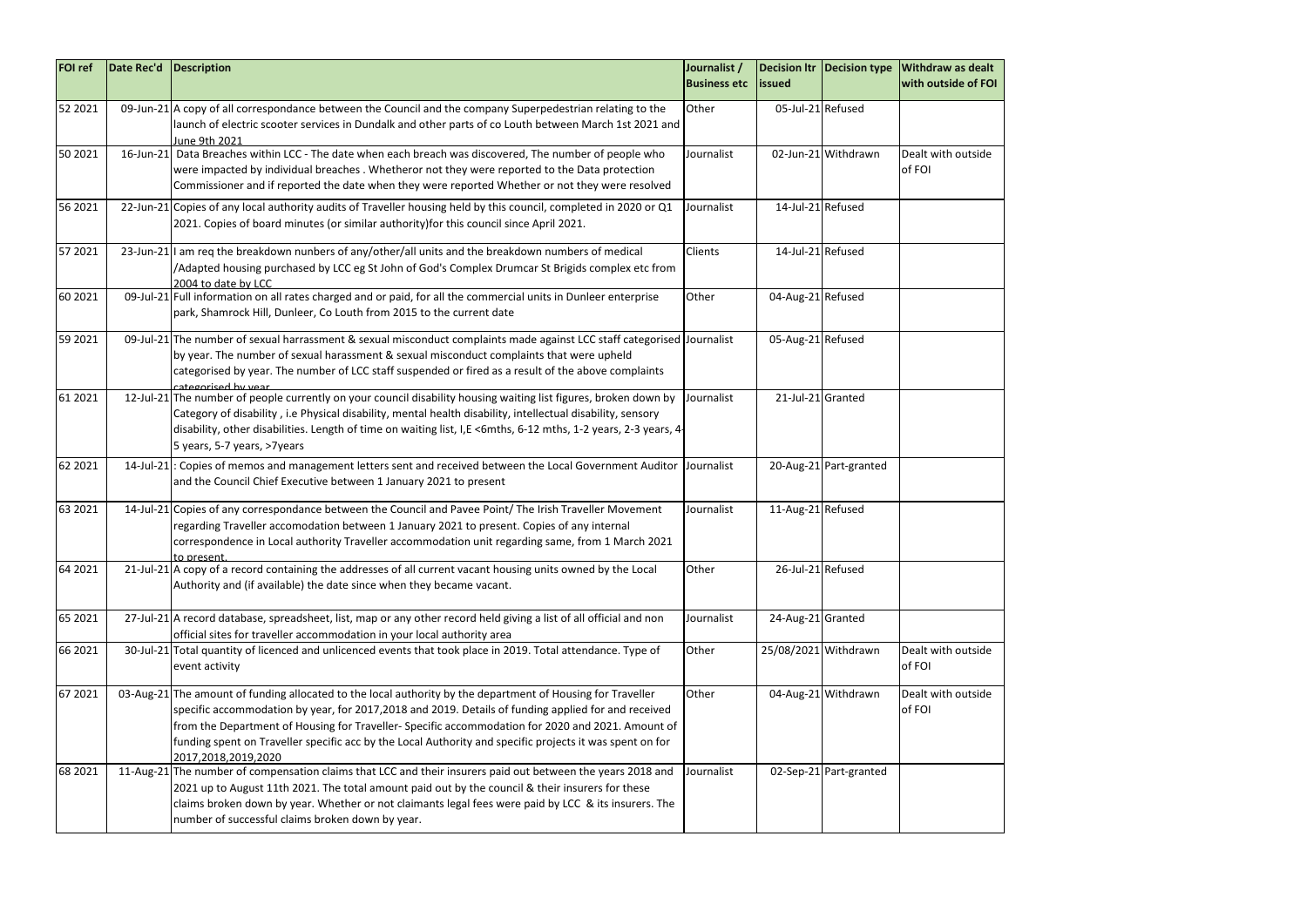| FOI ref | Date Rec'd | Description | Journalist / Business etc | Decision ltr issued | Decision type | Withdraw as dealt with outside of FOI |
|---|---|---|---|---|---|---|
| 52 2021 | 09-Jun-21 | A copy of all correspondance between the Council and the company Superpedestrian relating to the launch of electric scooter services in Dundalk and other parts of co Louth between March 1st 2021 and June 9th 2021 | Other | 05-Jul-21 | Refused | |
| 50 2021 | 16-Jun-21 | Data Breaches within LCC - The date when each breach was discovered, The number of people who were impacted by individual breaches . Whetheror not they were reported to the Data protection Commissioner and if reported the date when they were reported Whether or not they were resolved | Journalist | 02-Jun-21 | Withdrawn | Dealt with outside of FOI |
| 56 2021 | 22-Jun-21 | Copies of any local authority audits of Traveller housing held by this council, completed in 2020 or Q1 2021. Copies of board minutes (or similar authority)for this council since April 2021. | Journalist | 14-Jul-21 | Refused | |
| 57 2021 | 23-Jun-21 | I am req the breakdown nunbers of any/other/all units and the breakdown numbers of medical /Adapted housing purchased by LCC eg St John of God's Complex Drumcar St Brigids complex etc from 2004 to date by LCC | Clients | 14-Jul-21 | Refused | |
| 60 2021 | 09-Jul-21 | Full information on all rates charged and or paid, for all the commercial units in Dunleer enterprise park, Shamrock Hill, Dunleer, Co Louth from 2015 to the current date | Other | 04-Aug-21 | Refused | |
| 59 2021 | 09-Jul-21 | The number of sexual harrassment & sexual misconduct complaints made against LCC staff categorised by year. The number of sexual harassment & sexual misconduct complaints that were upheld categorised by year. The number of LCC staff suspended or fired as a result of the above complaints categorised by year | Journalist | 05-Aug-21 | Refused | |
| 61 2021 | 12-Jul-21 | The number of people currently on your council disability housing waiting list figures, broken down by Category of disability , i.e Physical disability, mental health disability, intellectual disability, sensory disability, other disabilities. Length of time on waiting list, I,E <6mths, 6-12 mths, 1-2 years, 2-3 years, 4-5 years, 5-7 years, >7years | Journalist | 21-Jul-21 | Granted | |
| 62 2021 | 14-Jul-21 | : Copies of memos and management letters sent and received between the Local Government Auditor and the Council Chief Executive between 1 January 2021 to present | Journalist | 20-Aug-21 | Part-granted | |
| 63 2021 | 14-Jul-21 | Copies of any correspondance between the Council and Pavee Point/ The Irish Traveller Movement regarding Traveller accomodation between 1 January 2021 to present. Copies of any internal correspondence in Local authority Traveller accommodation unit regarding same, from 1 March 2021 to present. | Journalist | 11-Aug-21 | Refused | |
| 64 2021 | 21-Jul-21 | A copy of a record containing the addresses of all current vacant housing units owned by the Local Authority and (if available) the date since when they became vacant. | Other | 26-Jul-21 | Refused | |
| 65 2021 | 27-Jul-21 | A record database, spreadsheet, list, map or any other record held giving a list of all official and non official sites for traveller accommodation in your local authority area | Journalist | 24-Aug-21 | Granted | |
| 66 2021 | 30-Jul-21 | Total quantity of licenced and unlicenced events that took place in 2019. Total attendance. Type of event activity | Other | 25/08/2021 | Withdrawn | Dealt with outside of FOI |
| 67 2021 | 03-Aug-21 | The amount of funding allocated to the local authority by the department of Housing for Traveller specific accommodation by year, for 2017,2018 and 2019. Details of funding applied for and received from the Department of Housing for Traveller- Specific accommodation for 2020 and 2021. Amount of funding spent on Traveller specific acc by the Local Authority and specific projects it was spent on for 2017,2018,2019,2020 | Other | 04-Aug-21 | Withdrawn | Dealt with outside of FOI |
| 68 2021 | 11-Aug-21 | The number of compensation claims that LCC and their insurers paid out between the years 2018 and 2021 up to August 11th 2021. The total amount paid out by the council & their insurers for these claims broken down by year. Whether or not claimants legal fees were paid by LCC & its insurers. The number of successful claims broken down by year. | Journalist | 02-Sep-21 | Part-granted | |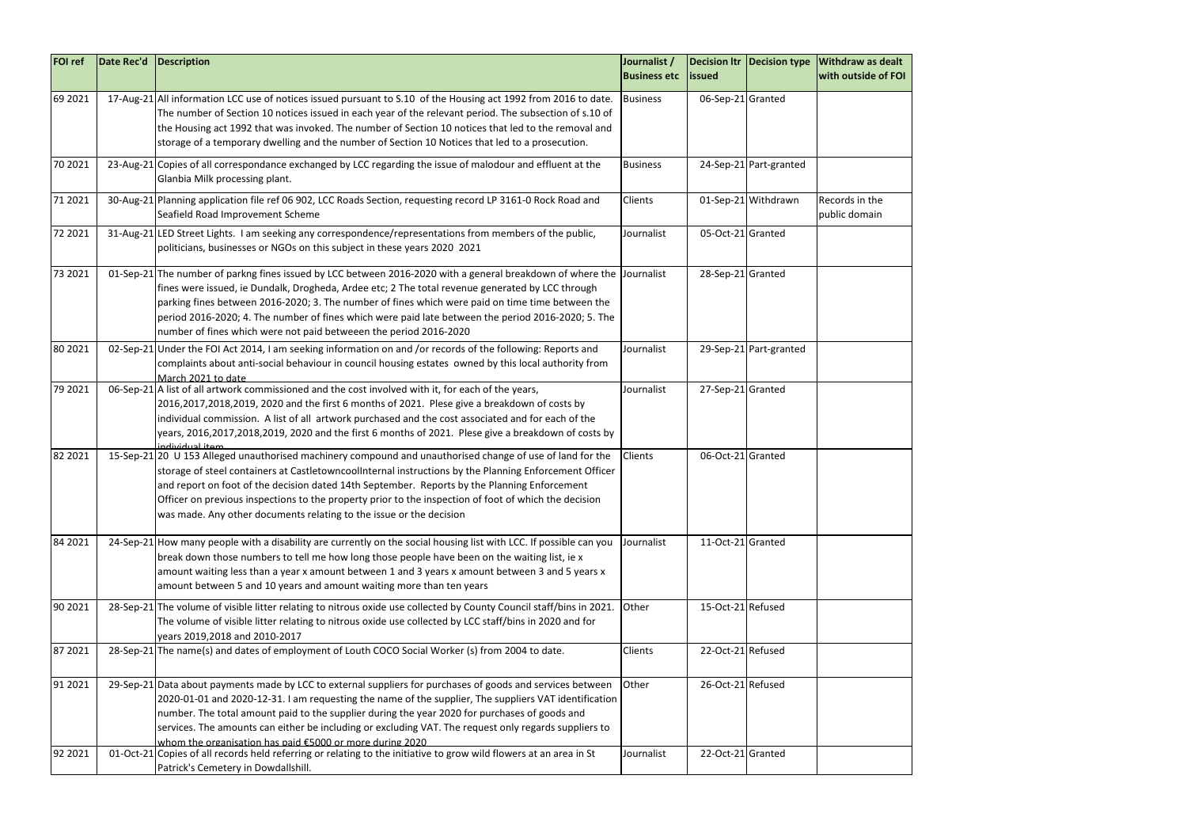| FOI ref | Date Rec'd | Description | Journalist / Business etc | Decision ltr issued | Decision type | Withdraw as dealt with outside of FOI |
|---|---|---|---|---|---|---|
| 69 2021 | 17-Aug-21 | All information LCC use of notices issued pursuant to S.10 of the Housing act 1992 from 2016 to date. The number of Section 10 notices issued in each year of the relevant period. The subsection of s.10 of the Housing act 1992 that was invoked. The number of Section 10 notices that led to the removal and storage of a temporary dwelling and the number of Section 10 Notices that led to a prosecution. | Business | 06-Sep-21 | Granted | |
| 70 2021 | 23-Aug-21 | Copies of all correspondance exchanged by LCC regarding the issue of malodour and effluent at the Glanbia Milk processing plant. | Business | 24-Sep-21 | Part-granted | |
| 71 2021 | 30-Aug-21 | Planning application file ref 06 902, LCC Roads Section, requesting record LP 3161-0 Rock Road and Seafield Road Improvement Scheme | Clients | 01-Sep-21 | Withdrawn | Records in the public domain |
| 72 2021 | 31-Aug-21 | LED Street Lights. I am seeking any correspondence/representations from members of the public, politicians, businesses or NGOs on this subject in these years 2020 2021 | Journalist | 05-Oct-21 | Granted | |
| 73 2021 | 01-Sep-21 | The number of parkng fines issued by LCC between 2016-2020 with a general breakdown of where the fines were issued, ie Dundalk, Drogheda, Ardee etc; 2 The total revenue generated by LCC through parking fines between 2016-2020; 3. The number of fines which were paid on time time between the period 2016-2020; 4. The number of fines which were paid late between the period 2016-2020; 5. The number of fines which were not paid betweeen the period 2016-2020 | Journalist | 28-Sep-21 | Granted | |
| 80 2021 | 02-Sep-21 | Under the FOI Act 2014, I am seeking information on and /or records of the following: Reports and complaints about anti-social behaviour in council housing estates owned by this local authority from March 2021 to date | Journalist | 29-Sep-21 | Part-granted | |
| 79 2021 | 06-Sep-21 | A list of all artwork commissioned and the cost involved with it, for each of the years, 2016,2017,2018,2019, 2020 and the first 6 months of 2021. Plese give a breakdown of costs by individual commission. A list of all artwork purchased and the cost associated and for each of the years, 2016,2017,2018,2019, 2020 and the first 6 months of 2021. Plese give a breakdown of costs by individual item | Journalist | 27-Sep-21 | Granted | |
| 82 2021 | 15-Sep-21 | 20 U 153 Alleged unauthorised machinery compound and unauthorised change of use of land for the storage of steel containers at CastletowncoolInternal instructions by the Planning Enforcement Officer and report on foot of the decision dated 14th September. Reports by the Planning Enforcement Officer on previous inspections to the property prior to the inspection of foot of which the decision was made. Any other documents relating to the issue or the decision | Clients | 06-Oct-21 | Granted | |
| 84 2021 | 24-Sep-21 | How many people with a disability are currently on the social housing list with LCC. If possible can you break down those numbers to tell me how long those people have been on the waiting list, ie x amount waiting less than a year x amount between 1 and 3 years x amount between 3 and 5 years x amount between 5 and 10 years and amount waiting more than ten years | Journalist | 11-Oct-21 | Granted | |
| 90 2021 | 28-Sep-21 | The volume of visible litter relating to nitrous oxide use collected by County Council staff/bins in 2021. The volume of visible litter relating to nitrous oxide use collected by LCC staff/bins in 2020 and for years 2019,2018 and 2010-2017 | Other | 15-Oct-21 | Refused | |
| 87 2021 | 28-Sep-21 | The name(s) and dates of employment of Louth COCO Social Worker (s) from 2004 to date. | Clients | 22-Oct-21 | Refused | |
| 91 2021 | 29-Sep-21 | Data about payments made by LCC to external suppliers for purchases of goods and services between 2020-01-01 and 2020-12-31. I am requesting the name of the supplier, The suppliers VAT identification number. The total amount paid to the supplier during the year 2020 for purchases of goods and services. The amounts can either be including or excluding VAT. The request only regards suppliers to whom the organisation has paid €5000 or more during 2020 | Other | 26-Oct-21 | Refused | |
| 92 2021 | 01-Oct-21 | Copies of all records held referring or relating to the initiative to grow wild flowers at an area in St Patrick's Cemetery in Dowdallshill. | Journalist | 22-Oct-21 | Granted | |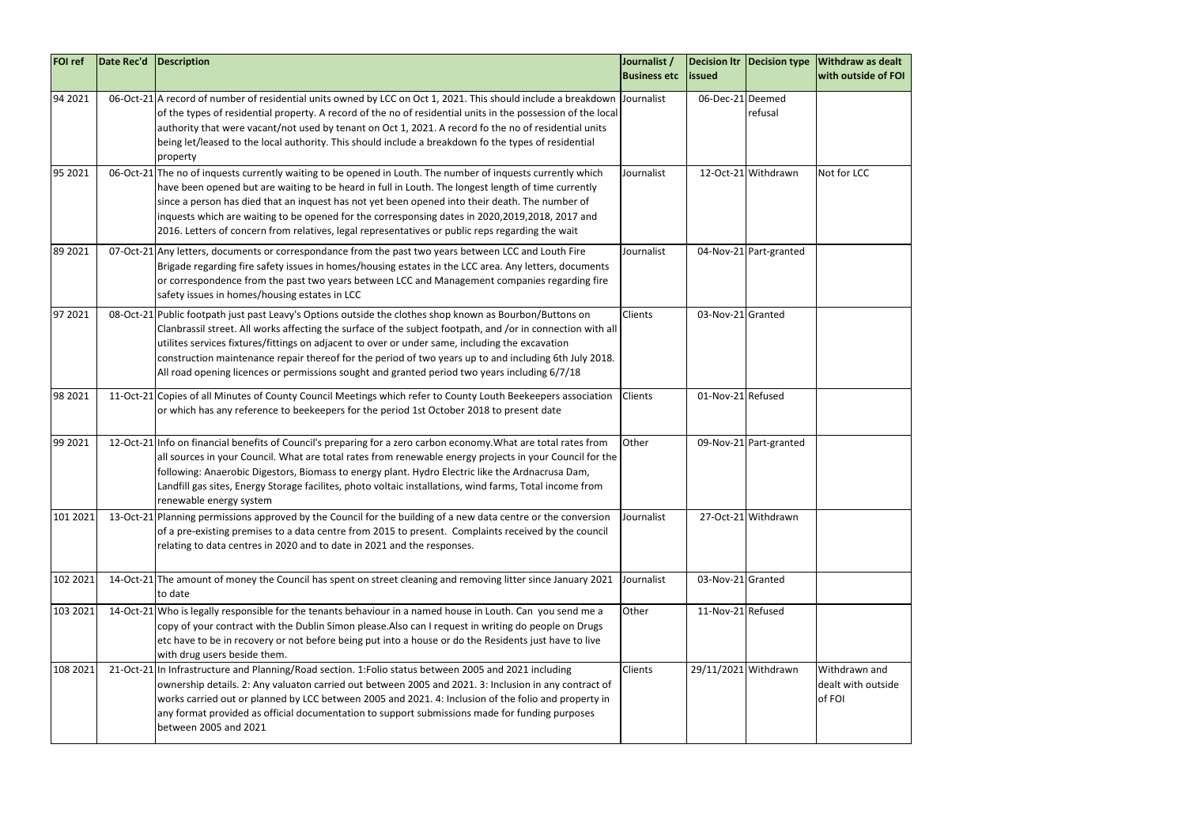| FOI ref | Date Rec'd | Description | Journalist / Business etc | Decision ltr issued | Decision type | Withdraw as dealt with outside of FOI |
|---|---|---|---|---|---|---|
| 94 2021 | 06-Oct-21 | A record of number of residential units owned by LCC on Oct 1, 2021. This should include a breakdown of the types of residential property. A record of the no of residential units in the possession of the local authority that were vacant/not used by tenant on Oct 1, 2021. A record fo the no of residential units being let/leased to the local authority. This should include a breakdown fo the types of residential property | Journalist | 06-Dec-21 | Deemed refusal | |
| 95 2021 | 06-Oct-21 | The no of inquests currently waiting to be opened in Louth. The number of inquests currently which have been opened but are waiting to be heard in full in Louth. The longest length of time currently since a person has died that an inquest has not yet been opened into their death. The number of inquests which are waiting to be opened for the corresponsing dates in 2020,2019,2018, 2017 and 2016. Letters of concern from relatives, legal representatives or public reps regarding the wait | Journalist | 12-Oct-21 | Withdrawn | Not for LCC |
| 89 2021 | 07-Oct-21 | Any letters, documents or correspondance from the past two years between LCC and Louth Fire Brigade regarding fire safety issues in homes/housing estates in the LCC area. Any letters, documents or correspondence from the past two years between LCC and Management companies regarding fire safety issues in homes/housing estates in LCC | Journalist | 04-Nov-21 | Part-granted | |
| 97 2021 | 08-Oct-21 | Public footpath just past Leavy's Options outside the clothes shop known as Bourbon/Buttons on Clanbrassil street. All works affecting the surface of the subject footpath, and /or in connection with all utilites services fixtures/fittings on adjacent to over or under same, including the excavation construction maintenance repair thereof for the period of two years up to and including 6th July 2018. All road opening licences or permissions sought and granted period two years including 6/7/18 | Clients | 03-Nov-21 | Granted | |
| 98 2021 | 11-Oct-21 | Copies of all Minutes of County Council Meetings which refer to County Louth Beekeepers association or which has any reference to beekeepers for the period 1st October 2018 to present date | Clients | 01-Nov-21 | Refused | |
| 99 2021 | 12-Oct-21 | Info on financial benefits of Council's preparing for a zero carbon economy.What are total rates from all sources in your Council. What are total rates from renewable energy projects in your Council for the following: Anaerobic Digestors, Biomass to energy plant. Hydro Electric like the Ardnacrusa Dam, Landfill gas sites, Energy Storage facilites, photo voltaic installations, wind farms, Total income from renewable energy system | Other | 09-Nov-21 | Part-granted | |
| 101 2021 | 13-Oct-21 | Planning permissions approved by the Council for the building of a new data centre or the conversion of a pre-existing premises to a data centre from 2015 to present. Complaints received by the council relating to data centres in 2020 and to date in 2021 and the responses. | Journalist | 27-Oct-21 | Withdrawn | |
| 102 2021 | 14-Oct-21 | The amount of money the Council has spent on street cleaning and removing litter since January 2021 to date | Journalist | 03-Nov-21 | Granted | |
| 103 2021 | 14-Oct-21 | Who is legally responsible for the tenants behaviour in a named house in Louth. Can you send me a copy of your contract with the Dublin Simon please.Also can I request in writing do people on Drugs etc have to be in recovery or not before being put into a house or do the Residents just have to live with drug users beside them. | Other | 11-Nov-21 | Refused | |
| 108 2021 | 21-Oct-21 | In Infrastructure and Planning/Road section. 1:Folio status between 2005 and 2021 including ownership details. 2: Any valuaton carried out between 2005 and 2021. 3: Inclusion in any contract of works carried out or planned by LCC between 2005 and 2021. 4: Inclusion of the folio and property in any format provided as official documentation to support submissions made for funding purposes between 2005 and 2021 | Clients | 29/11/2021 | Withdrawn | Withdrawn and dealt with outside of FOI |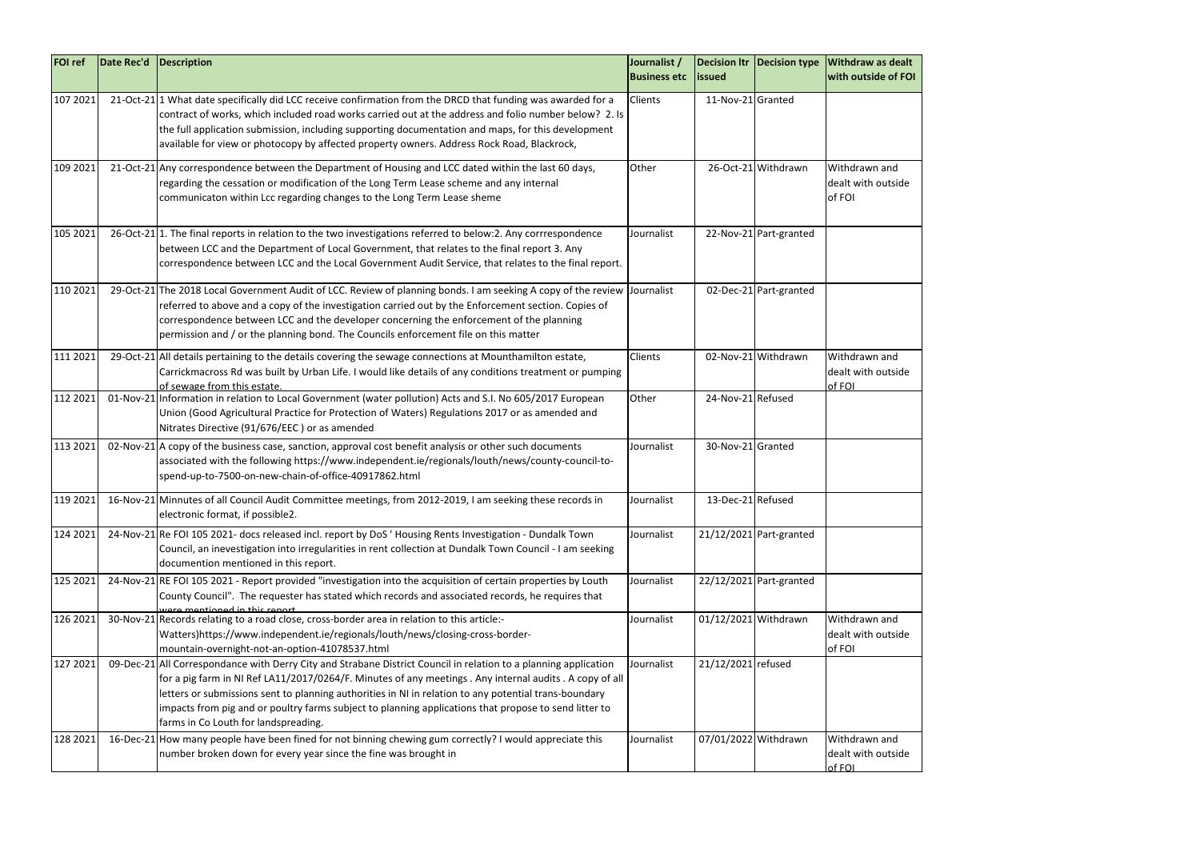| FOI ref | Date Rec'd | Description | Journalist / Business etc | Decision ltr issued | Decision type | Withdraw as dealt with outside of FOI |
|---|---|---|---|---|---|---|
| 107 2021 | 21-Oct-21 | 1 What date specifically did LCC receive confirmation from the DRCD that funding was awarded for a contract of works, which included road works carried out at the address and folio number below? 2. Is the full application submission, including supporting documentation and maps, for this development available for view or photocopy by affected property owners. Address Rock Road, Blackrock, | Clients | 11-Nov-21 | Granted | |
| 109 2021 | 21-Oct-21 | Any correspondence between the Department of Housing and LCC dated within the last 60 days, regarding the cessation or modification of the Long Term Lease scheme and any internal communicaton within Lcc regarding changes to the Long Term Lease sheme | Other | 26-Oct-21 | Withdrawn | Withdrawn and dealt with outside of FOI |
| 105 2021 | 26-Oct-21 | 1. The final reports in relation to the two investigations referred to below:2. Any corrrespondence between LCC and the Department of Local Government, that relates to the final report 3. Any correspondence between LCC and the Local Government Audit Service, that relates to the final report. | Journalist | 22-Nov-21 | Part-granted | |
| 110 2021 | 29-Oct-21 | The 2018 Local Government Audit of LCC. Review of planning bonds. I am seeking A copy of the review referred to above and a copy of the investigation carried out by the Enforcement section. Copies of correspondence between LCC and the developer concerning the enforcement of the planning permission and / or the planning bond. The Councils enforcement file on this matter | Journalist | 02-Dec-21 | Part-granted | |
| 111 2021 | 29-Oct-21 | All details pertaining to the details covering the sewage connections at Mounthamilton estate, Carrickmacross Rd was built by Urban Life. I would like details of any conditions treatment or pumping of sewage from this estate. | Clients | 02-Nov-21 | Withdrawn | Withdrawn and dealt with outside of FOI |
| 112 2021 | 01-Nov-21 | Information in relation to Local Government (water pollution) Acts and S.I. No 605/2017 European Union (Good Agricultural Practice for Protection of Waters) Regulations 2017 or as amended and Nitrates Directive (91/676/EEC ) or as amended | Other | 24-Nov-21 | Refused | |
| 113 2021 | 02-Nov-21 | A copy of the business case, sanction, approval cost benefit analysis or other such documents associated with the following https://www.independent.ie/regionals/louth/news/county-council-to-spend-up-to-7500-on-new-chain-of-office-40917862.html | Journalist | 30-Nov-21 | Granted | |
| 119 2021 | 16-Nov-21 | Minnutes of all Council Audit Committee meetings, from 2012-2019, I am seeking these records in electronic format, if possible2. | Journalist | 13-Dec-21 | Refused | |
| 124 2021 | 24-Nov-21 | Re FOI 105 2021- docs released incl. report by DoS ' Housing Rents Investigation - Dundalk Town Council, an inevestigation into irregularities in rent collection at Dundalk Town Council - I am seeking documention mentioned in this report. | Journalist | 21/12/2021 | Part-granted | |
| 125 2021 | 24-Nov-21 | RE FOI 105 2021 - Report provided "investigation into the acquisition of certain properties by Louth County Council". The requester has stated which records and associated records, he requires that were mentioned in this report | Journalist | 22/12/2021 | Part-granted | |
| 126 2021 | 30-Nov-21 | Records relating to a road close, cross-border area in relation to this article:- Watters)https://www.independent.ie/regionals/louth/news/closing-cross-border-mountain-overnight-not-an-option-41078537.html | Journalist | 01/12/2021 | Withdrawn | Withdrawn and dealt with outside of FOI |
| 127 2021 | 09-Dec-21 | All Correspondance with Derry City and Strabane District Council in relation to a planning application for a pig farm in NI Ref LA11/2017/0264/F. Minutes of any meetings . Any internal audits . A copy of all letters or submissions sent to planning authorities in NI in relation to any potential trans-boundary impacts from pig and or poultry farms subject to planning applications that propose to send litter to farms in Co Louth for landspreading. | Journalist | 21/12/2021 | refused | |
| 128 2021 | 16-Dec-21 | How many people have been fined for not binning chewing gum correctly? I would appreciate this number broken down for every year since the fine was brought in | Journalist | 07/01/2022 | Withdrawn | Withdrawn and dealt with outside of FOI |